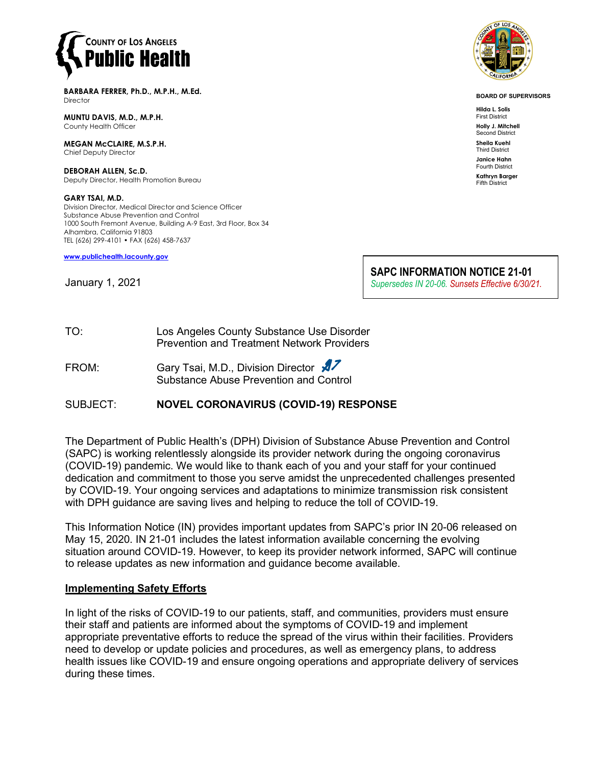**COUNTY OF LOS ANGELES**
**Public Health**

**BARBARA FERRER, Ph.D., M.P.H., M.Ed.**
Director

**MUNTU DAVIS, M.D., M.P.H.**
County Health Officer

**MEGAN McCLAIRE, M.S.P.H.**
Chief Deputy Director

**DEBORAH ALLEN, Sc.D.**
Deputy Director, Health Promotion Bureau

**GARY TSAI, M.D.**
Division Director, Medical Director and Science Officer
Substance Abuse Prevention and Control
1000 South Fremont Avenue, Building A-9 East, 3rd Floor, Box 34
Alhambra, California 91803
TEL (626) 299-4101 • FAX (626) 458-7637

www.publichealth.lacounty.gov

**BOARD OF SUPERVISORS**

**Hilda L. Solis**
First District

**Holly J. Mitchell**
Second District

**Sheila Kuehl**
Third District

**Janice Hahn**
Fourth District

**Kathryn Barger**
Fifth District

January 1, 2021

**SAPC INFORMATION NOTICE 21-01**
*Supersedes IN 20-06. Sunsets Effective 6/30/21.*

TO: Los Angeles County Substance Use Disorder Prevention and Treatment Network Providers

FROM: Gary Tsai, M.D., Division Director
Substance Abuse Prevention and Control

SUBJECT: **NOVEL CORONAVIRUS (COVID-19) RESPONSE**

The Department of Public Health's (DPH) Division of Substance Abuse Prevention and Control (SAPC) is working relentlessly alongside its provider network during the ongoing coronavirus (COVID-19) pandemic. We would like to thank each of you and your staff for your continued dedication and commitment to those you serve amidst the unprecedented challenges presented by COVID-19. Your ongoing services and adaptations to minimize transmission risk consistent with DPH guidance are saving lives and helping to reduce the toll of COVID-19.

This Information Notice (IN) provides important updates from SAPC's prior IN 20-06 released on May 15, 2020. IN 21-01 includes the latest information available concerning the evolving situation around COVID-19. However, to keep its provider network informed, SAPC will continue to release updates as new information and guidance become available.

## Implementing Safety Efforts

In light of the risks of COVID-19 to our patients, staff, and communities, providers must ensure their staff and patients are informed about the symptoms of COVID-19 and implement appropriate preventative efforts to reduce the spread of the virus within their facilities. Providers need to develop or update policies and procedures, as well as emergency plans, to address health issues like COVID-19 and ensure ongoing operations and appropriate delivery of services during these times.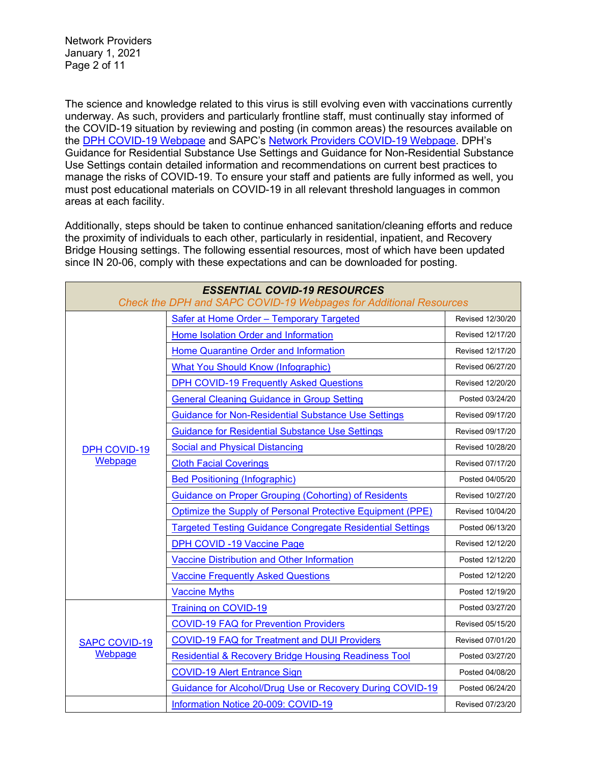The science and knowledge related to this virus is still evolving even with vaccinations currently underway. As such, providers and particularly frontline staff, must continually stay informed of the COVID-19 situation by reviewing and posting (in common areas) the resources available on the DPH COVID-19 Webpage and SAPC's Network Providers COVID-19 Webpage. DPH's Guidance for Residential Substance Use Settings and Guidance for Non-Residential Substance Use Settings contain detailed information and recommendations on current best practices to manage the risks of COVID-19. To ensure your staff and patients are fully informed as well, you must post educational materials on COVID-19 in all relevant threshold languages in common areas at each facility.

Additionally, steps should be taken to continue enhanced sanitation/cleaning efforts and reduce the proximity of individuals to each other, particularly in residential, inpatient, and Recovery Bridge Housing settings. The following essential resources, most of which have been updated since IN 20-06, comply with these expectations and can be downloaded for posting.

| ***ESSENTIAL COVID-19 RESOURCES*** *Check the DPH and SAPC COVID-19 Webpages for Additional Resources* | | |
|---|---|---|
| DPH COVID-19 Webpage | Safer at Home Order – Temporary Targeted | Revised 12/30/20 |
| | Home Isolation Order and Information | Revised 12/17/20 |
| | Home Quarantine Order and Information | Revised 12/17/20 |
| | What You Should Know (Infographic) | Revised 06/27/20 |
| | DPH COVID-19 Frequently Asked Questions | Revised 12/20/20 |
| | General Cleaning Guidance in Group Setting | Posted 03/24/20 |
| | Guidance for Non-Residential Substance Use Settings | Revised 09/17/20 |
| | Guidance for Residential Substance Use Settings | Revised 09/17/20 |
| | Social and Physical Distancing | Revised 10/28/20 |
| | Cloth Facial Coverings | Revised 07/17/20 |
| | Bed Positioning (Infographic) | Posted 04/05/20 |
| | Guidance on Proper Grouping (Cohorting) of Residents | Revised 10/27/20 |
| | Optimize the Supply of Personal Protective Equipment (PPE) | Revised 10/04/20 |
| | Targeted Testing Guidance Congregate Residential Settings | Posted 06/13/20 |
| | DPH COVID -19 Vaccine Page | Revised 12/12/20 |
| | Vaccine Distribution and Other Information | Posted 12/12/20 |
| | Vaccine Frequently Asked Questions | Posted 12/12/20 |
| | Vaccine Myths | Posted 12/19/20 |
| SAPC COVID-19 Webpage | Training on COVID-19 | Posted 03/27/20 |
| | COVID-19 FAQ for Prevention Providers | Revised 05/15/20 |
| | COVID-19 FAQ for Treatment and DUI Providers | Revised 07/01/20 |
| | Residential & Recovery Bridge Housing Readiness Tool | Posted 03/27/20 |
| | COVID-19 Alert Entrance Sign | Posted 04/08/20 |
| | Guidance for Alcohol/Drug Use or Recovery During COVID-19 | Posted 06/24/20 |
| | Information Notice 20-009: COVID-19 | Revised 07/23/20 |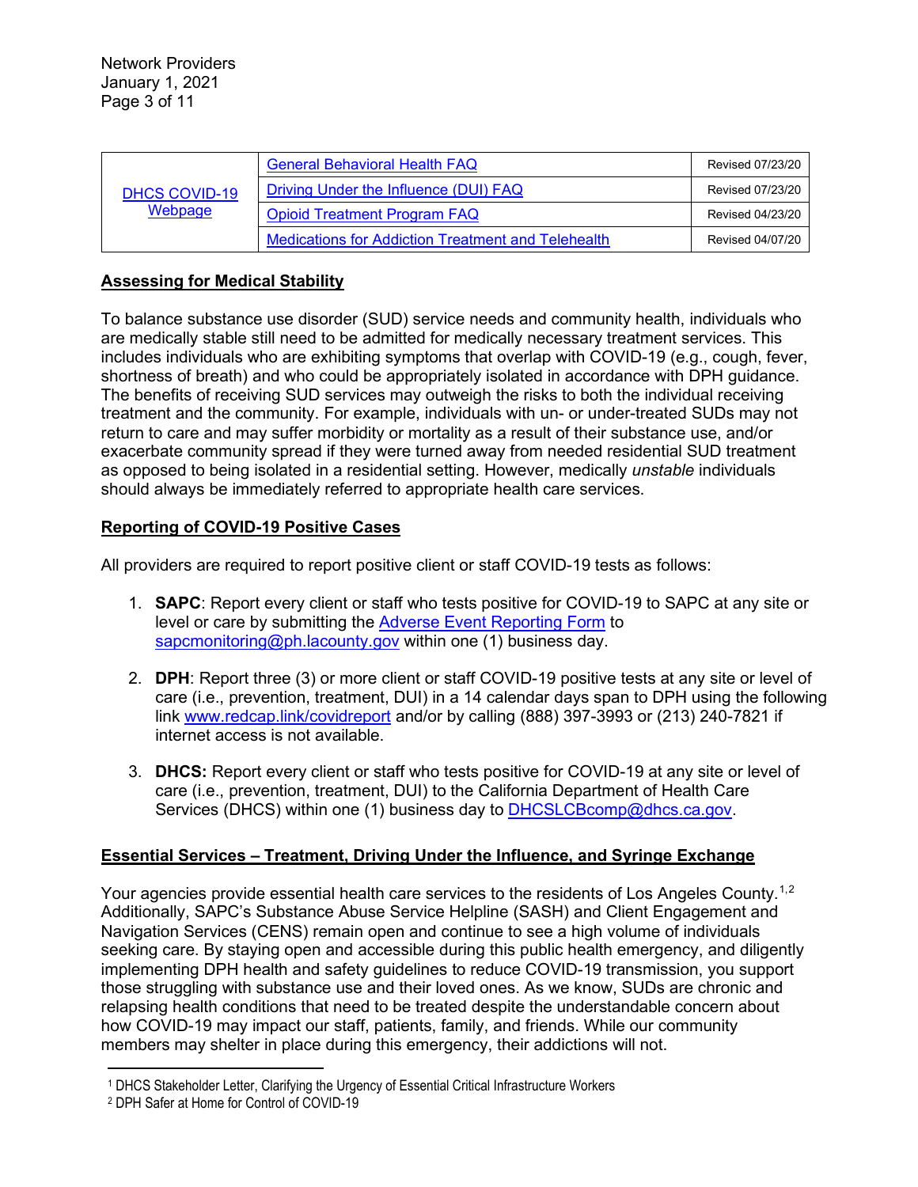| | | |
|---|---|---|
| DHCS COVID-19 Webpage | General Behavioral Health FAQ | Revised 07/23/20 |
| | Driving Under the Influence (DUI) FAQ | Revised 07/23/20 |
| | Opioid Treatment Program FAQ | Revised 04/23/20 |
| | Medications for Addiction Treatment and Telehealth | Revised 04/07/20 |

**Assessing for Medical Stability**

To balance substance use disorder (SUD) service needs and community health, individuals who are medically stable still need to be admitted for medically necessary treatment services. This includes individuals who are exhibiting symptoms that overlap with COVID-19 (e.g., cough, fever, shortness of breath) and who could be appropriately isolated in accordance with DPH guidance. The benefits of receiving SUD services may outweigh the risks to both the individual receiving treatment and the community. For example, individuals with un- or under-treated SUDs may not return to care and may suffer morbidity or mortality as a result of their substance use, and/or exacerbate community spread if they were turned away from needed residential SUD treatment as opposed to being isolated in a residential setting. However, medically *unstable* individuals should always be immediately referred to appropriate health care services.

**Reporting of COVID-19 Positive Cases**

All providers are required to report positive client or staff COVID-19 tests as follows:

1. **SAPC**: Report every client or staff who tests positive for COVID-19 to SAPC at any site or level or care by submitting the Adverse Event Reporting Form to sapcmonitoring@ph.lacounty.gov within one (1) business day.

2. **DPH**: Report three (3) or more client or staff COVID-19 positive tests at any site or level of care (i.e., prevention, treatment, DUI) in a 14 calendar days span to DPH using the following link www.redcap.link/covidreport and/or by calling (888) 397-3993 or (213) 240-7821 if internet access is not available.

3. **DHCS:** Report every client or staff who tests positive for COVID-19 at any site or level of care (i.e., prevention, treatment, DUI) to the California Department of Health Care Services (DHCS) within one (1) business day to DHCSLCBcomp@dhcs.ca.gov.

**Essential Services – Treatment, Driving Under the Influence, and Syringe Exchange**

Your agencies provide essential health care services to the residents of Los Angeles County.[1,2] Additionally, SAPC's Substance Abuse Service Helpline (SASH) and Client Engagement and Navigation Services (CENS) remain open and continue to see a high volume of individuals seeking care. By staying open and accessible during this public health emergency, and diligently implementing DPH health and safety guidelines to reduce COVID-19 transmission, you support those struggling with substance use and their loved ones. As we know, SUDs are chronic and relapsing health conditions that need to be treated despite the understandable concern about how COVID-19 may impact our staff, patients, family, and friends. While our community members may shelter in place during this emergency, their addictions will not.

[1] DHCS Stakeholder Letter, Clarifying the Urgency of Essential Critical Infrastructure Workers

[2] DPH Safer at Home for Control of COVID-19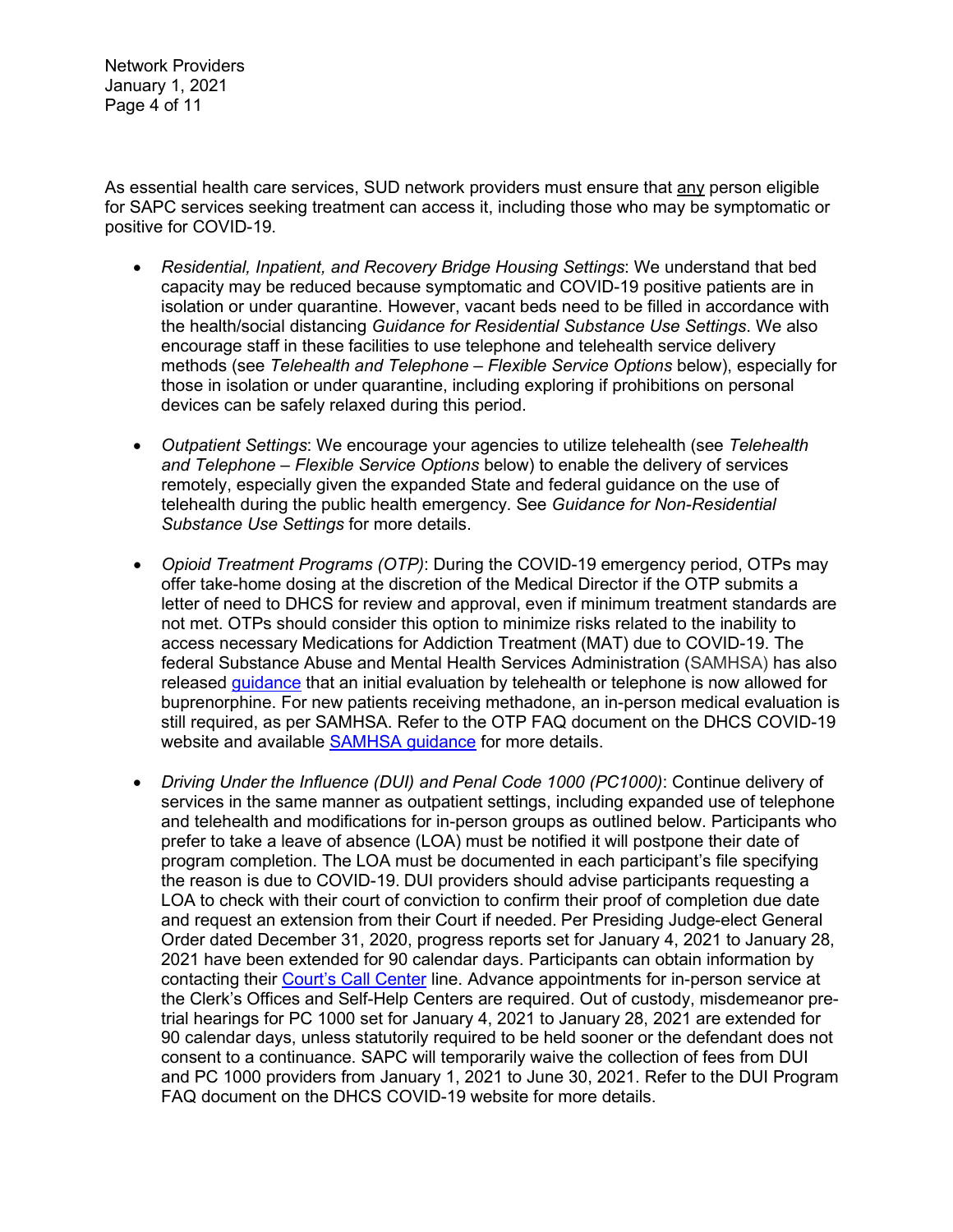As essential health care services, SUD network providers must ensure that <u>any</u> person eligible for SAPC services seeking treatment can access it, including those who may be symptomatic or positive for COVID-19.

- *Residential, Inpatient, and Recovery Bridge Housing Settings*: We understand that bed capacity may be reduced because symptomatic and COVID-19 positive patients are in isolation or under quarantine. However, vacant beds need to be filled in accordance with the health/social distancing *Guidance for Residential Substance Use Settings*. We also encourage staff in these facilities to use telephone and telehealth service delivery methods (see *Telehealth and Telephone – Flexible Service Options* below), especially for those in isolation or under quarantine, including exploring if prohibitions on personal devices can be safely relaxed during this period.

- *Outpatient Settings*: We encourage your agencies to utilize telehealth (see *Telehealth and Telephone – Flexible Service Options* below) to enable the delivery of services remotely, especially given the expanded State and federal guidance on the use of telehealth during the public health emergency. See *Guidance for Non-Residential Substance Use Settings* for more details.

- *Opioid Treatment Programs (OTP)*: During the COVID-19 emergency period, OTPs may offer take-home dosing at the discretion of the Medical Director if the OTP submits a letter of need to DHCS for review and approval, even if minimum treatment standards are not met. OTPs should consider this option to minimize risks related to the inability to access necessary Medications for Addiction Treatment (MAT) due to COVID-19. The federal Substance Abuse and Mental Health Services Administration (SAMHSA) has also released guidance that an initial evaluation by telehealth or telephone is now allowed for buprenorphine. For new patients receiving methadone, an in-person medical evaluation is still required, as per SAMHSA. Refer to the OTP FAQ document on the DHCS COVID-19 website and available SAMHSA guidance for more details.

- *Driving Under the Influence (DUI) and Penal Code 1000 (PC1000)*: Continue delivery of services in the same manner as outpatient settings, including expanded use of telephone and telehealth and modifications for in-person groups as outlined below. Participants who prefer to take a leave of absence (LOA) must be notified it will postpone their date of program completion. The LOA must be documented in each participant's file specifying the reason is due to COVID-19. DUI providers should advise participants requesting a LOA to check with their court of conviction to confirm their proof of completion due date and request an extension from their Court if needed. Per Presiding Judge-elect General Order dated December 31, 2020, progress reports set for January 4, 2021 to January 28, 2021 have been extended for 90 calendar days. Participants can obtain information by contacting their Court's Call Center line. Advance appointments for in-person service at the Clerk's Offices and Self-Help Centers are required. Out of custody, misdemeanor pre-trial hearings for PC 1000 set for January 4, 2021 to January 28, 2021 are extended for 90 calendar days, unless statutorily required to be held sooner or the defendant does not consent to a continuance. SAPC will temporarily waive the collection of fees from DUI and PC 1000 providers from January 1, 2021 to June 30, 2021. Refer to the DUI Program FAQ document on the DHCS COVID-19 website for more details.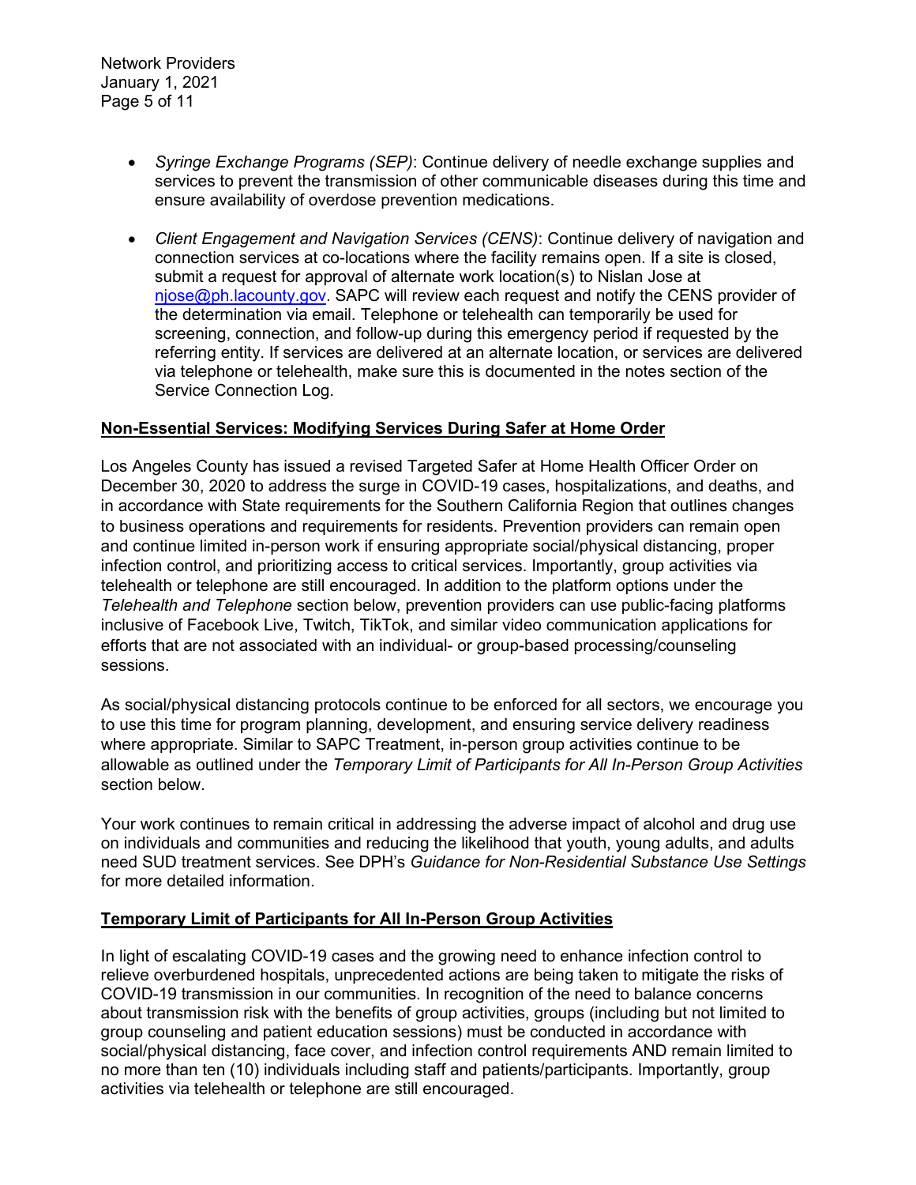- *Syringe Exchange Programs (SEP)*: Continue delivery of needle exchange supplies and services to prevent the transmission of other communicable diseases during this time and ensure availability of overdose prevention medications.

- *Client Engagement and Navigation Services (CENS)*: Continue delivery of navigation and connection services at co-locations where the facility remains open. If a site is closed, submit a request for approval of alternate work location(s) to Nislan Jose at njose@ph.lacounty.gov. SAPC will review each request and notify the CENS provider of the determination via email. Telephone or telehealth can temporarily be used for screening, connection, and follow-up during this emergency period if requested by the referring entity. If services are delivered at an alternate location, or services are delivered via telephone or telehealth, make sure this is documented in the notes section of the Service Connection Log.

**Non-Essential Services: Modifying Services During Safer at Home Order**

Los Angeles County has issued a revised Targeted Safer at Home Health Officer Order on December 30, 2020 to address the surge in COVID-19 cases, hospitalizations, and deaths, and in accordance with State requirements for the Southern California Region that outlines changes to business operations and requirements for residents. Prevention providers can remain open and continue limited in-person work if ensuring appropriate social/physical distancing, proper infection control, and prioritizing access to critical services. Importantly, group activities via telehealth or telephone are still encouraged. In addition to the platform options under the *Telehealth and Telephone* section below, prevention providers can use public-facing platforms inclusive of Facebook Live, Twitch, TikTok, and similar video communication applications for efforts that are not associated with an individual- or group-based processing/counseling sessions.

As social/physical distancing protocols continue to be enforced for all sectors, we encourage you to use this time for program planning, development, and ensuring service delivery readiness where appropriate. Similar to SAPC Treatment, in-person group activities continue to be allowable as outlined under the *Temporary Limit of Participants for All In-Person Group Activities* section below.

Your work continues to remain critical in addressing the adverse impact of alcohol and drug use on individuals and communities and reducing the likelihood that youth, young adults, and adults need SUD treatment services. See DPH's *Guidance for Non-Residential Substance Use Settings* for more detailed information.

**Temporary Limit of Participants for All In-Person Group Activities**

In light of escalating COVID-19 cases and the growing need to enhance infection control to relieve overburdened hospitals, unprecedented actions are being taken to mitigate the risks of COVID-19 transmission in our communities. In recognition of the need to balance concerns about transmission risk with the benefits of group activities, groups (including but not limited to group counseling and patient education sessions) must be conducted in accordance with social/physical distancing, face cover, and infection control requirements AND remain limited to no more than ten (10) individuals including staff and patients/participants. Importantly, group activities via telehealth or telephone are still encouraged.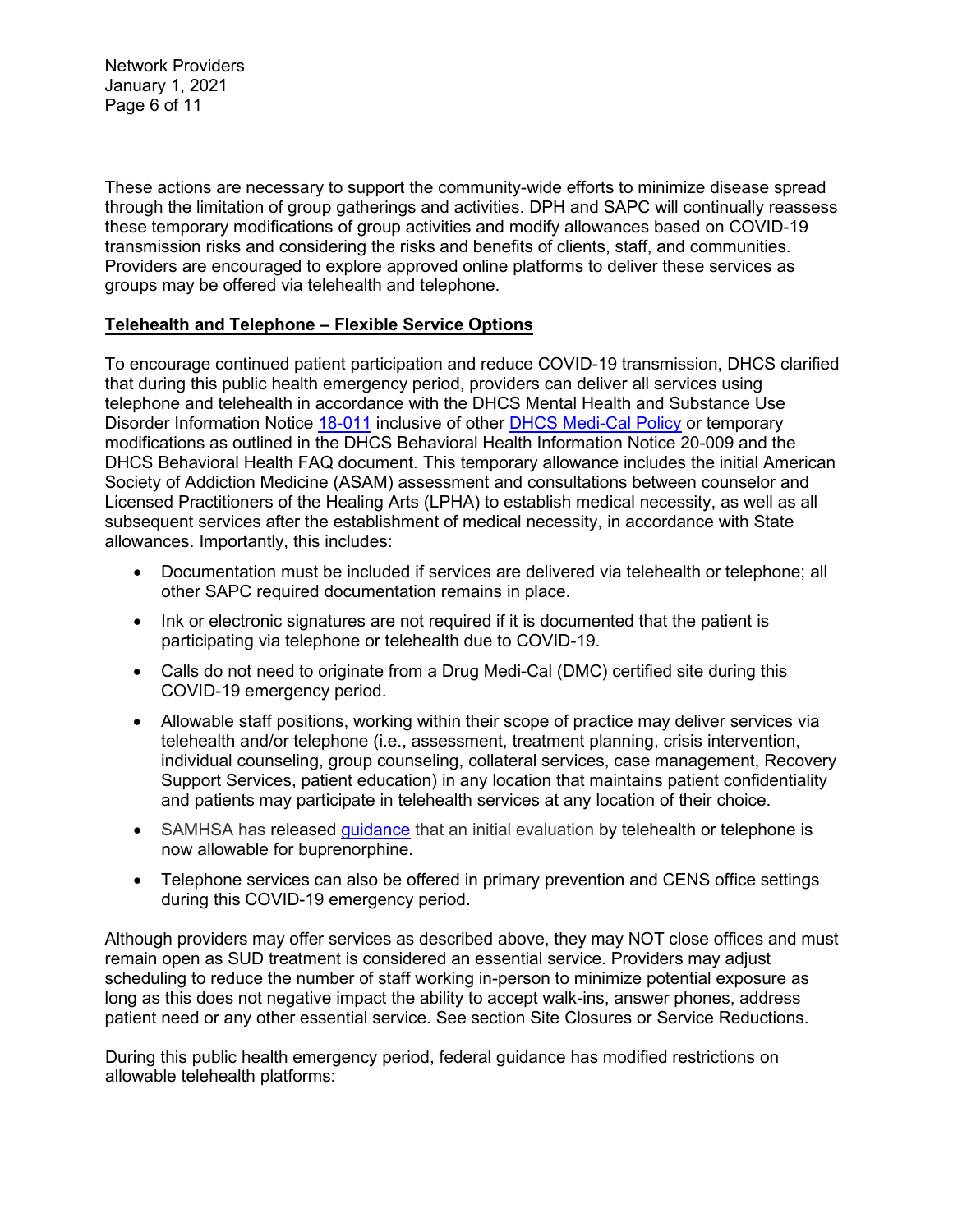These actions are necessary to support the community-wide efforts to minimize disease spread through the limitation of group gatherings and activities. DPH and SAPC will continually reassess these temporary modifications of group activities and modify allowances based on COVID-19 transmission risks and considering the risks and benefits of clients, staff, and communities. Providers are encouraged to explore approved online platforms to deliver these services as groups may be offered via telehealth and telephone.

**Telehealth and Telephone – Flexible Service Options**

To encourage continued patient participation and reduce COVID-19 transmission, DHCS clarified that during this public health emergency period, providers can deliver all services using telephone and telehealth in accordance with the DHCS Mental Health and Substance Use Disorder Information Notice 18-011 inclusive of other DHCS Medi-Cal Policy or temporary modifications as outlined in the DHCS Behavioral Health Information Notice 20-009 and the DHCS Behavioral Health FAQ document. This temporary allowance includes the initial American Society of Addiction Medicine (ASAM) assessment and consultations between counselor and Licensed Practitioners of the Healing Arts (LPHA) to establish medical necessity, as well as all subsequent services after the establishment of medical necessity, in accordance with State allowances. Importantly, this includes:

- Documentation must be included if services are delivered via telehealth or telephone; all other SAPC required documentation remains in place.
- Ink or electronic signatures are not required if it is documented that the patient is participating via telephone or telehealth due to COVID-19.
- Calls do not need to originate from a Drug Medi-Cal (DMC) certified site during this COVID-19 emergency period.
- Allowable staff positions, working within their scope of practice may deliver services via telehealth and/or telephone (i.e., assessment, treatment planning, crisis intervention, individual counseling, group counseling, collateral services, case management, Recovery Support Services, patient education) in any location that maintains patient confidentiality and patients may participate in telehealth services at any location of their choice.
- SAMHSA has released guidance that an initial evaluation by telehealth or telephone is now allowable for buprenorphine.
- Telephone services can also be offered in primary prevention and CENS office settings during this COVID-19 emergency period.

Although providers may offer services as described above, they may NOT close offices and must remain open as SUD treatment is considered an essential service. Providers may adjust scheduling to reduce the number of staff working in-person to minimize potential exposure as long as this does not negative impact the ability to accept walk-ins, answer phones, address patient need or any other essential service. See section Site Closures or Service Reductions.

During this public health emergency period, federal guidance has modified restrictions on allowable telehealth platforms: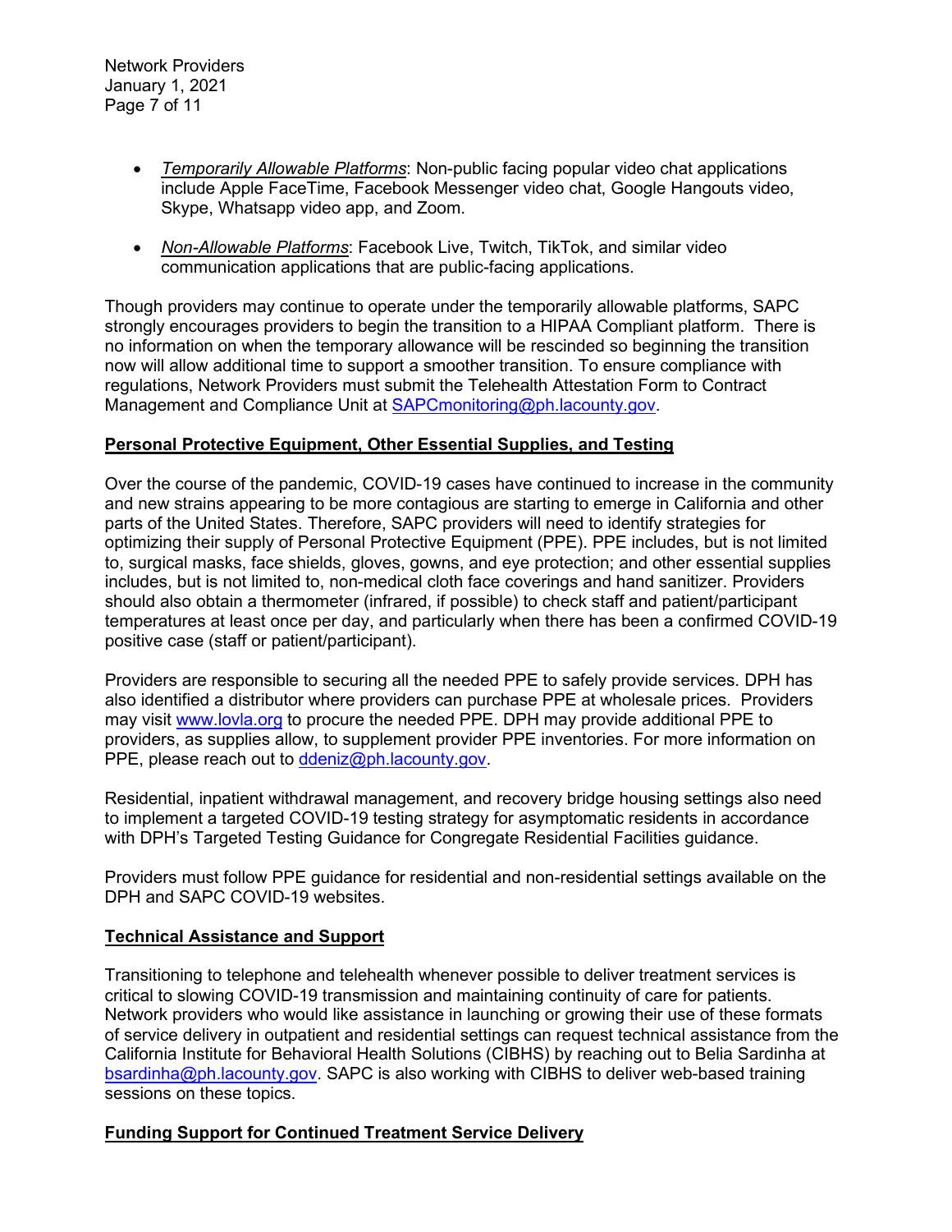- *Temporarily Allowable Platforms*: Non-public facing popular video chat applications include Apple FaceTime, Facebook Messenger video chat, Google Hangouts video, Skype, Whatsapp video app, and Zoom.

- *Non-Allowable Platforms*: Facebook Live, Twitch, TikTok, and similar video communication applications that are public-facing applications.

Though providers may continue to operate under the temporarily allowable platforms, SAPC strongly encourages providers to begin the transition to a HIPAA Compliant platform. There is no information on when the temporary allowance will be rescinded so beginning the transition now will allow additional time to support a smoother transition. To ensure compliance with regulations, Network Providers must submit the Telehealth Attestation Form to Contract Management and Compliance Unit at SAPCmonitoring@ph.lacounty.gov.

**Personal Protective Equipment, Other Essential Supplies, and Testing**

Over the course of the pandemic, COVID-19 cases have continued to increase in the community and new strains appearing to be more contagious are starting to emerge in California and other parts of the United States. Therefore, SAPC providers will need to identify strategies for optimizing their supply of Personal Protective Equipment (PPE). PPE includes, but is not limited to, surgical masks, face shields, gloves, gowns, and eye protection; and other essential supplies includes, but is not limited to, non-medical cloth face coverings and hand sanitizer. Providers should also obtain a thermometer (infrared, if possible) to check staff and patient/participant temperatures at least once per day, and particularly when there has been a confirmed COVID-19 positive case (staff or patient/participant).

Providers are responsible to securing all the needed PPE to safely provide services. DPH has also identified a distributor where providers can purchase PPE at wholesale prices. Providers may visit www.lovla.org to procure the needed PPE. DPH may provide additional PPE to providers, as supplies allow, to supplement provider PPE inventories. For more information on PPE, please reach out to ddeniz@ph.lacounty.gov.

Residential, inpatient withdrawal management, and recovery bridge housing settings also need to implement a targeted COVID-19 testing strategy for asymptomatic residents in accordance with DPH's Targeted Testing Guidance for Congregate Residential Facilities guidance.

Providers must follow PPE guidance for residential and non-residential settings available on the DPH and SAPC COVID-19 websites.

**Technical Assistance and Support**

Transitioning to telephone and telehealth whenever possible to deliver treatment services is critical to slowing COVID-19 transmission and maintaining continuity of care for patients. Network providers who would like assistance in launching or growing their use of these formats of service delivery in outpatient and residential settings can request technical assistance from the California Institute for Behavioral Health Solutions (CIBHS) by reaching out to Belia Sardinha at bsardinha@ph.lacounty.gov. SAPC is also working with CIBHS to deliver web-based training sessions on these topics.

**Funding Support for Continued Treatment Service Delivery**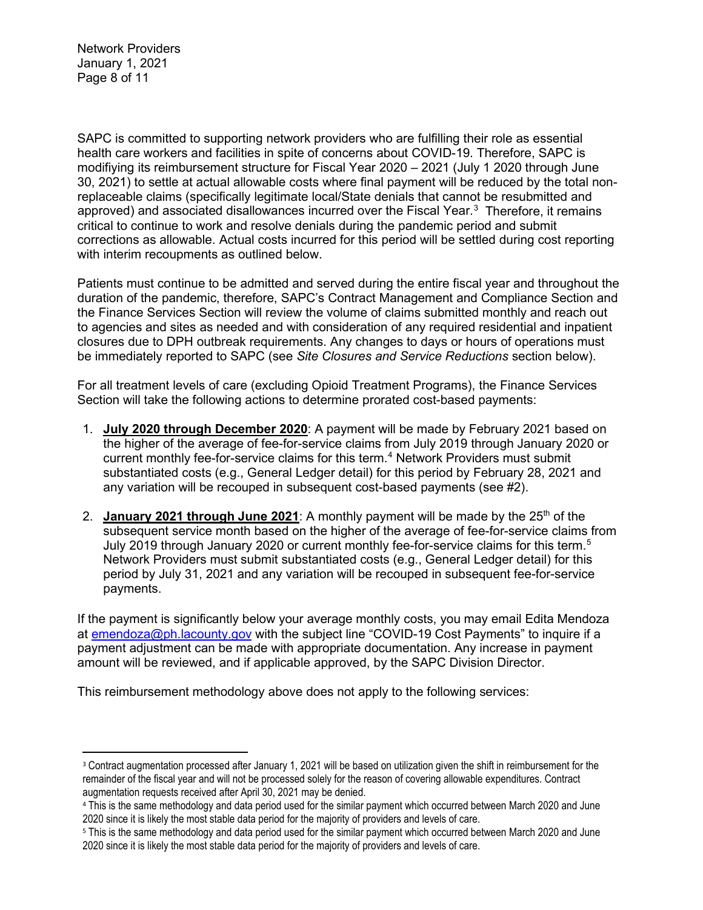SAPC is committed to supporting network providers who are fulfilling their role as essential health care workers and facilities in spite of concerns about COVID-19. Therefore, SAPC is modifiying its reimbursement structure for Fiscal Year 2020 – 2021 (July 1 2020 through June 30, 2021) to settle at actual allowable costs where final payment will be reduced by the total non-replaceable claims (specifically legitimate local/State denials that cannot be resubmitted and approved) and associated disallowances incurred over the Fiscal Year.[3] Therefore, it remains critical to continue to work and resolve denials during the pandemic period and submit corrections as allowable. Actual costs incurred for this period will be settled during cost reporting with interim recoupments as outlined below.

Patients must continue to be admitted and served during the entire fiscal year and throughout the duration of the pandemic, therefore, SAPC's Contract Management and Compliance Section and the Finance Services Section will review the volume of claims submitted monthly and reach out to agencies and sites as needed and with consideration of any required residential and inpatient closures due to DPH outbreak requirements. Any changes to days or hours of operations must be immediately reported to SAPC (see *Site Closures and Service Reductions* section below).

For all treatment levels of care (excluding Opioid Treatment Programs), the Finance Services Section will take the following actions to determine prorated cost-based payments:

1. **July 2020 through December 2020**: A payment will be made by February 2021 based on the higher of the average of fee-for-service claims from July 2019 through January 2020 or current monthly fee-for-service claims for this term.[4] Network Providers must submit substantiated costs (e.g., General Ledger detail) for this period by February 28, 2021 and any variation will be recouped in subsequent cost-based payments (see #2).
2. **January 2021 through June 2021**: A monthly payment will be made by the 25th of the subsequent service month based on the higher of the average of fee-for-service claims from July 2019 through January 2020 or current monthly fee-for-service claims for this term.[5] Network Providers must submit substantiated costs (e.g., General Ledger detail) for this period by July 31, 2021 and any variation will be recouped in subsequent fee-for-service payments.

If the payment is significantly below your average monthly costs, you may email Edita Mendoza at emendoza@ph.lacounty.gov with the subject line "COVID-19 Cost Payments" to inquire if a payment adjustment can be made with appropriate documentation. Any increase in payment amount will be reviewed, and if applicable approved, by the SAPC Division Director.

This reimbursement methodology above does not apply to the following services:

---

[3] Contract augmentation processed after January 1, 2021 will be based on utilization given the shift in reimbursement for the remainder of the fiscal year and will not be processed solely for the reason of covering allowable expenditures. Contract augmentation requests received after April 30, 2021 may be denied.

[4] This is the same methodology and data period used for the similar payment which occurred between March 2020 and June 2020 since it is likely the most stable data period for the majority of providers and levels of care.

[5] This is the same methodology and data period used for the similar payment which occurred between March 2020 and June 2020 since it is likely the most stable data period for the majority of providers and levels of care.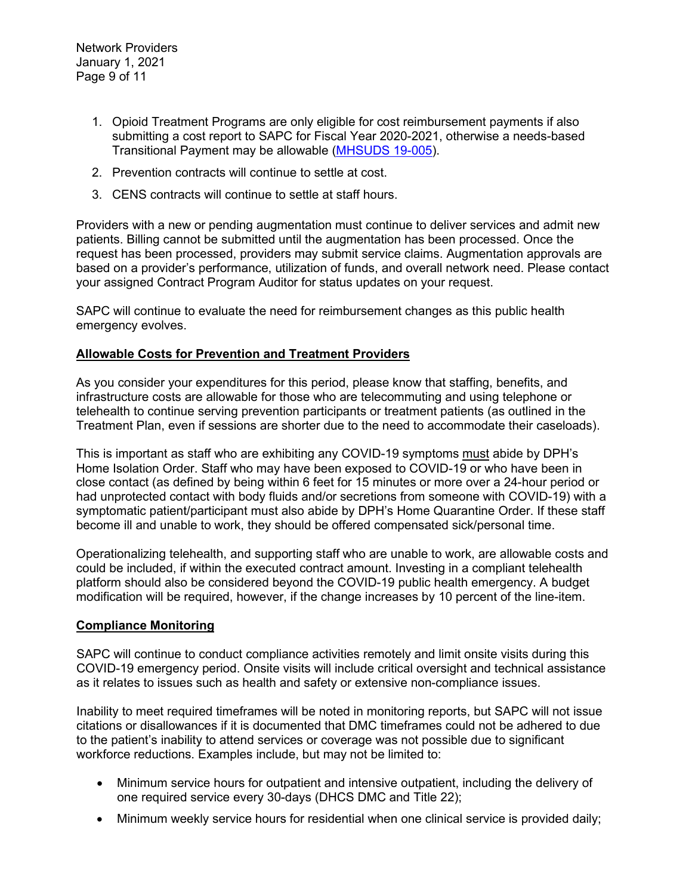1. Opioid Treatment Programs are only eligible for cost reimbursement payments if also submitting a cost report to SAPC for Fiscal Year 2020-2021, otherwise a needs-based Transitional Payment may be allowable ([MHSUDS 19-005](MHSUDS 19-005)).
2. Prevention contracts will continue to settle at cost.
3. CENS contracts will continue to settle at staff hours.

Providers with a new or pending augmentation must continue to deliver services and admit new patients. Billing cannot be submitted until the augmentation has been processed. Once the request has been processed, providers may submit service claims. Augmentation approvals are based on a provider's performance, utilization of funds, and overall network need. Please contact your assigned Contract Program Auditor for status updates on your request.

SAPC will continue to evaluate the need for reimbursement changes as this public health emergency evolves.

## Allowable Costs for Prevention and Treatment Providers

As you consider your expenditures for this period, please know that staffing, benefits, and infrastructure costs are allowable for those who are telecommuting and using telephone or telehealth to continue serving prevention participants or treatment patients (as outlined in the Treatment Plan, even if sessions are shorter due to the need to accommodate their caseloads).

This is important as staff who are exhibiting any COVID-19 symptoms must abide by DPH's Home Isolation Order. Staff who may have been exposed to COVID-19 or who have been in close contact (as defined by being within 6 feet for 15 minutes or more over a 24-hour period or had unprotected contact with body fluids and/or secretions from someone with COVID-19) with a symptomatic patient/participant must also abide by DPH's Home Quarantine Order. If these staff become ill and unable to work, they should be offered compensated sick/personal time.

Operationalizing telehealth, and supporting staff who are unable to work, are allowable costs and could be included, if within the executed contract amount. Investing in a compliant telehealth platform should also be considered beyond the COVID-19 public health emergency. A budget modification will be required, however, if the change increases by 10 percent of the line-item.

## Compliance Monitoring

SAPC will continue to conduct compliance activities remotely and limit onsite visits during this COVID-19 emergency period. Onsite visits will include critical oversight and technical assistance as it relates to issues such as health and safety or extensive non-compliance issues.

Inability to meet required timeframes will be noted in monitoring reports, but SAPC will not issue citations or disallowances if it is documented that DMC timeframes could not be adhered to due to the patient's inability to attend services or coverage was not possible due to significant workforce reductions. Examples include, but may not be limited to:

- Minimum service hours for outpatient and intensive outpatient, including the delivery of one required service every 30-days (DHCS DMC and Title 22);
- Minimum weekly service hours for residential when one clinical service is provided daily;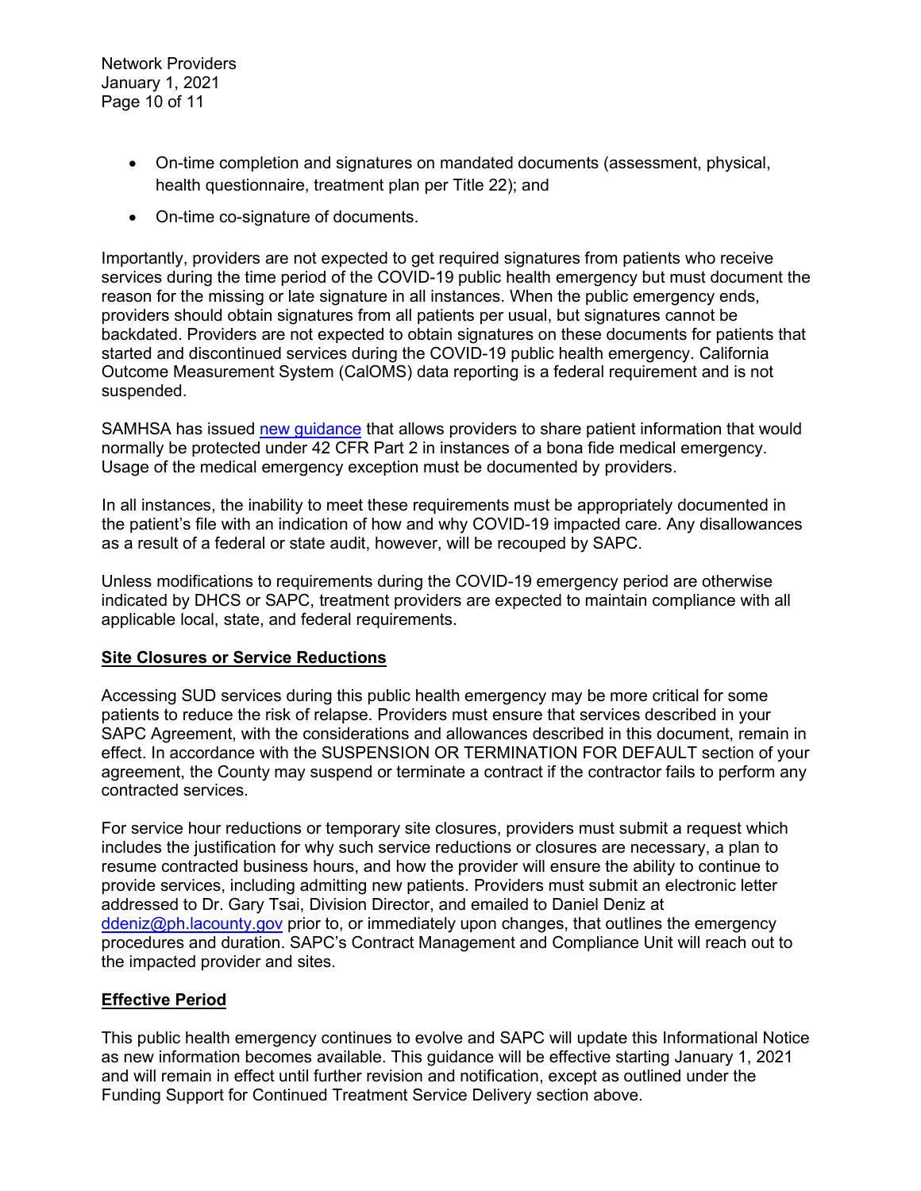- On-time completion and signatures on mandated documents (assessment, physical, health questionnaire, treatment plan per Title 22); and
- On-time co-signature of documents.

Importantly, providers are not expected to get required signatures from patients who receive services during the time period of the COVID-19 public health emergency but must document the reason for the missing or late signature in all instances. When the public emergency ends, providers should obtain signatures from all patients per usual, but signatures cannot be backdated. Providers are not expected to obtain signatures on these documents for patients that started and discontinued services during the COVID-19 public health emergency. California Outcome Measurement System (CalOMS) data reporting is a federal requirement and is not suspended.

SAMHSA has issued new guidance that allows providers to share patient information that would normally be protected under 42 CFR Part 2 in instances of a bona fide medical emergency. Usage of the medical emergency exception must be documented by providers.

In all instances, the inability to meet these requirements must be appropriately documented in the patient's file with an indication of how and why COVID-19 impacted care. Any disallowances as a result of a federal or state audit, however, will be recouped by SAPC.

Unless modifications to requirements during the COVID-19 emergency period are otherwise indicated by DHCS or SAPC, treatment providers are expected to maintain compliance with all applicable local, state, and federal requirements.

## Site Closures or Service Reductions

Accessing SUD services during this public health emergency may be more critical for some patients to reduce the risk of relapse. Providers must ensure that services described in your SAPC Agreement, with the considerations and allowances described in this document, remain in effect. In accordance with the SUSPENSION OR TERMINATION FOR DEFAULT section of your agreement, the County may suspend or terminate a contract if the contractor fails to perform any contracted services.

For service hour reductions or temporary site closures, providers must submit a request which includes the justification for why such service reductions or closures are necessary, a plan to resume contracted business hours, and how the provider will ensure the ability to continue to provide services, including admitting new patients. Providers must submit an electronic letter addressed to Dr. Gary Tsai, Division Director, and emailed to Daniel Deniz at ddeniz@ph.lacounty.gov prior to, or immediately upon changes, that outlines the emergency procedures and duration. SAPC's Contract Management and Compliance Unit will reach out to the impacted provider and sites.

## Effective Period

This public health emergency continues to evolve and SAPC will update this Informational Notice as new information becomes available. This guidance will be effective starting January 1, 2021 and will remain in effect until further revision and notification, except as outlined under the Funding Support for Continued Treatment Service Delivery section above.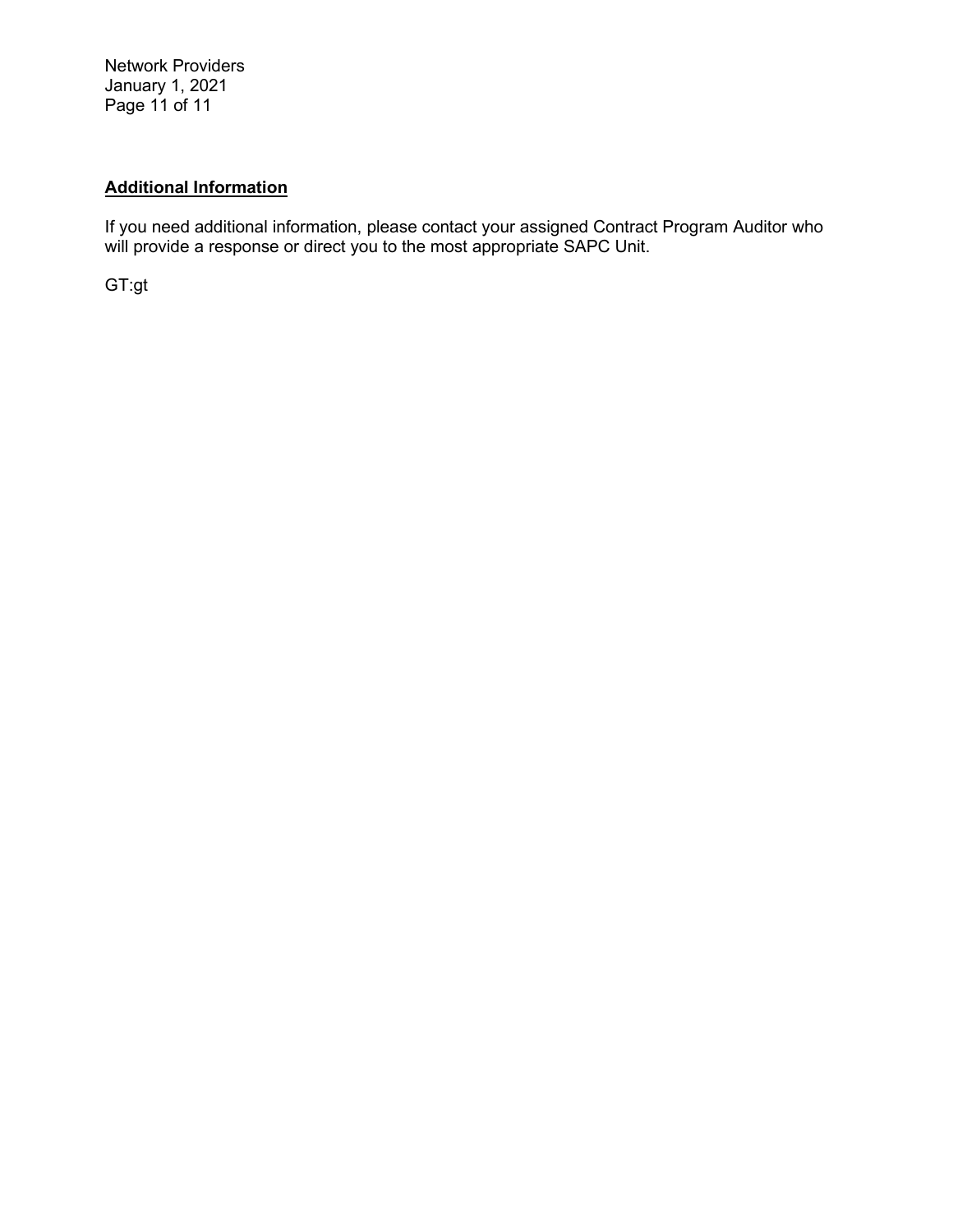**Additional Information**

If you need additional information, please contact your assigned Contract Program Auditor who will provide a response or direct you to the most appropriate SAPC Unit.

GT:gt